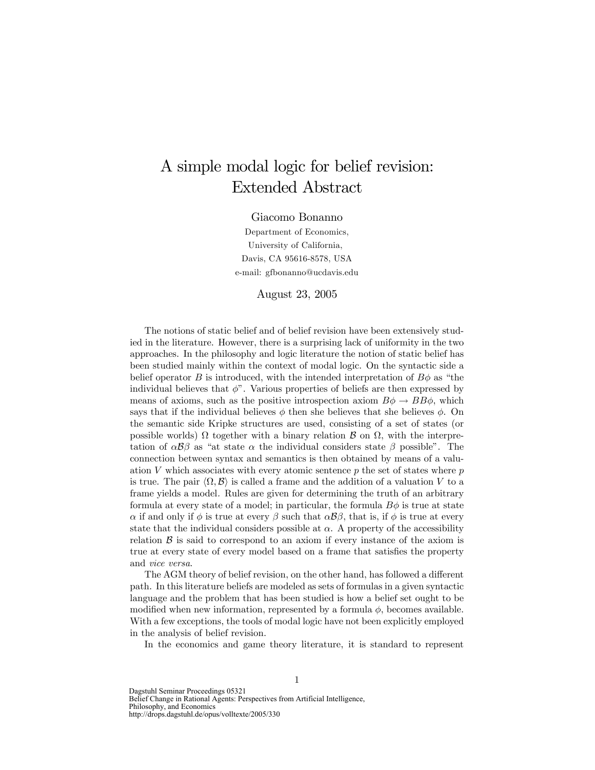# A simple modal logic for belief revision: Extended Abstract

Giacomo Bonanno

Department of Economics,
University of California,
Davis, CA 95616-8578, USA
e-mail: gfbonanno@ucdavis.edu

August 23, 2005

The notions of static belief and of belief revision have been extensively studied in the literature. However, there is a surprising lack of uniformity in the two approaches. In the philosophy and logic literature the notion of static belief has been studied mainly within the context of modal logic. On the syntactic side a belief operator $B$ is introduced, with the intended interpretation of $B\phi$ as "the individual believes that $\phi$". Various properties of beliefs are then expressed by means of axioms, such as the positive introspection axiom $B\phi \rightarrow BB\phi$, which says that if the individual believes $\phi$ then she believes that she believes $\phi$. On the semantic side Kripke structures are used, consisting of a set of states (or possible worlds) $\Omega$ together with a binary relation $\mathcal{B}$ on $\Omega$, with the interpretation of $\alpha\mathcal{B}\beta$ as "at state $\alpha$ the individual considers state $\beta$ possible". The connection between syntax and semantics is then obtained by means of a valuation $V$ which associates with every atomic sentence $p$ the set of states where $p$ is true. The pair $\langle \Omega, \mathcal{B} \rangle$ is called a frame and the addition of a valuation $V$ to a frame yields a model. Rules are given for determining the truth of an arbitrary formula at every state of a model; in particular, the formula $B\phi$ is true at state $\alpha$ if and only if $\phi$ is true at every $\beta$ such that $\alpha\mathcal{B}\beta$, that is, if $\phi$ is true at every state that the individual considers possible at $\alpha$. A property of the accessibility relation $\mathcal{B}$ is said to correspond to an axiom if every instance of the axiom is true at every state of every model based on a frame that satisfies the property and *vice versa*.

The AGM theory of belief revision, on the other hand, has followed a different path. In this literature beliefs are modeled as sets of formulas in a given syntactic language and the problem that has been studied is how a belief set ought to be modified when new information, represented by a formula $\phi$, becomes available. With a few exceptions, the tools of modal logic have not been explicitly employed in the analysis of belief revision.

In the economics and game theory literature, it is standard to represent

Dagstuhl Seminar Proceedings 05321
Belief Change in Rational Agents: Perspectives from Artificial Intelligence, Philosophy, and Economics
http://drops.dagstuhl.de/opus/volltexte/2005/330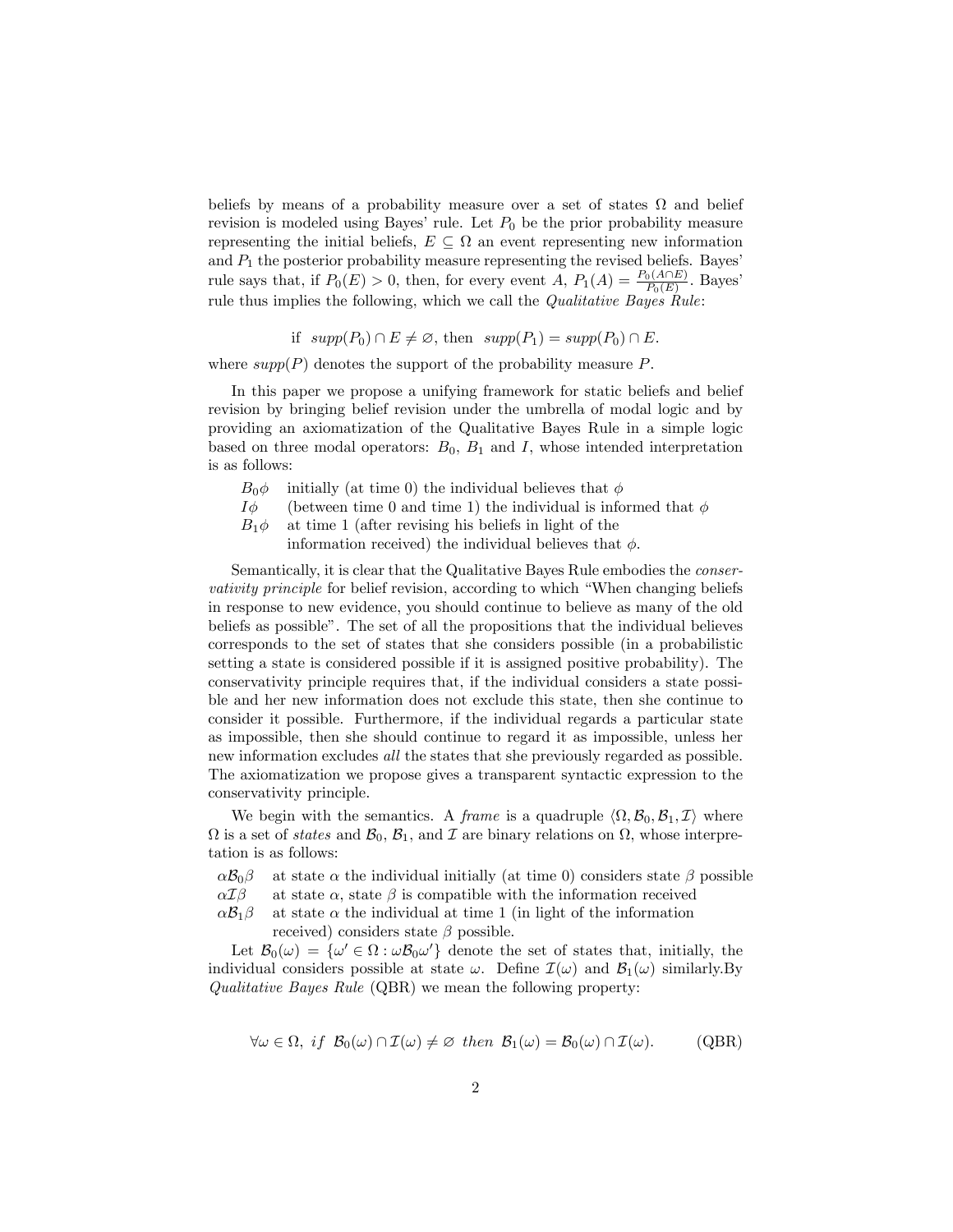beliefs by means of a probability measure over a set of states $\Omega$ and belief revision is modeled using Bayes' rule. Let $P_0$ be the prior probability measure representing the initial beliefs, $E \subseteq \Omega$ an event representing new information and $P_1$ the posterior probability measure representing the revised beliefs. Bayes' rule says that, if $P_0(E) > 0$, then, for every event $A$, $P_1(A) = \frac{P_0(A \cap E)}{P_0(E)}$. Bayes' rule thus implies the following, which we call the *Qualitative Bayes Rule*:

$$\text{if } \; supp(P_0) \cap E \neq \varnothing, \text{ then } \; supp(P_1) = supp(P_0) \cap E.$$

where $supp(P)$ denotes the support of the probability measure $P$.

In this paper we propose a unifying framework for static beliefs and belief revision by bringing belief revision under the umbrella of modal logic and by providing an axiomatization of the Qualitative Bayes Rule in a simple logic based on three modal operators: $B_0$, $B_1$ and $I$, whose intended interpretation is as follows:

| | |
|---|---|
| $B_0\phi$ | initially (at time 0) the individual believes that $\phi$ |
| $I\phi$ | (between time 0 and time 1) the individual is informed that $\phi$ |
| $B_1\phi$ | at time 1 (after revising his beliefs in light of the information received) the individual believes that $\phi$. |

Semantically, it is clear that the Qualitative Bayes Rule embodies the *conservativity principle* for belief revision, according to which "When changing beliefs in response to new evidence, you should continue to believe as many of the old beliefs as possible". The set of all the propositions that the individual believes corresponds to the set of states that she considers possible (in a probabilistic setting a state is considered possible if it is assigned positive probability). The conservativity principle requires that, if the individual considers a state possible and her new information does not exclude this state, then she continue to consider it possible. Furthermore, if the individual regards a particular state as impossible, then she should continue to regard it as impossible, unless her new information excludes *all* the states that she previously regarded as possible. The axiomatization we propose gives a transparent syntactic expression to the conservativity principle.

We begin with the semantics. A *frame* is a quadruple $\langle \Omega, \mathcal{B}_0, \mathcal{B}_1, \mathcal{I} \rangle$ where $\Omega$ is a set of *states* and $\mathcal{B}_0$, $\mathcal{B}_1$, and $\mathcal{I}$ are binary relations on $\Omega$, whose interpretation is as follows:

| | |
|---|---|
| $\alpha\mathcal{B}_0\beta$ | at state $\alpha$ the individual initially (at time 0) considers state $\beta$ possible |
| $\alpha\mathcal{I}\beta$ | at state $\alpha$, state $\beta$ is compatible with the information received |
| $\alpha\mathcal{B}_1\beta$ | at state $\alpha$ the individual at time 1 (in light of the information received) considers state $\beta$ possible. |

Let $\mathcal{B}_0(\omega) = \{\omega' \in \Omega : \omega\mathcal{B}_0\omega'\}$ denote the set of states that, initially, the individual considers possible at state $\omega$. Define $\mathcal{I}(\omega)$ and $\mathcal{B}_1(\omega)$ similarly.By *Qualitative Bayes Rule* (QBR) we mean the following property:

$$\forall \omega \in \Omega, \; if \;\; \mathcal{B}_0(\omega) \cap \mathcal{I}(\omega) \neq \varnothing \;\; then \;\; \mathcal{B}_1(\omega) = \mathcal{B}_0(\omega) \cap \mathcal{I}(\omega). \qquad \text{(QBR)}$$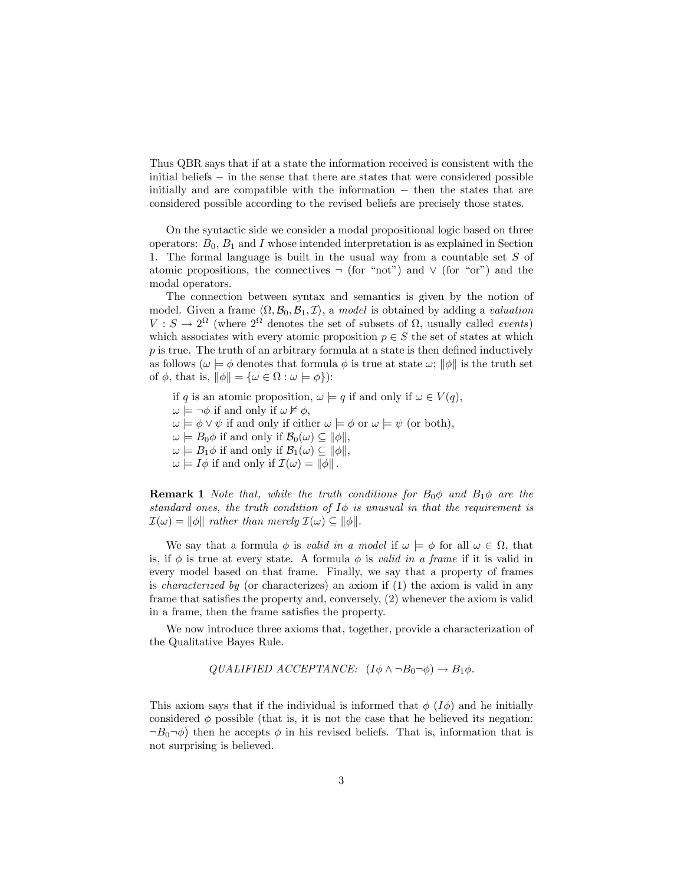Thus QBR says that if at a state the information received is consistent with the initial beliefs − in the sense that there are states that were considered possible initially and are compatible with the information − then the states that are considered possible according to the revised beliefs are precisely those states.

On the syntactic side we consider a modal propositional logic based on three operators: $B_0$, $B_1$ and $I$ whose intended interpretation is as explained in Section 1. The formal language is built in the usual way from a countable set $S$ of atomic propositions, the connectives $\neg$ (for "not") and $\vee$ (for "or") and the modal operators.

The connection between syntax and semantics is given by the notion of model. Given a frame $\langle \Omega, \mathcal{B}_0, \mathcal{B}_1, \mathcal{I} \rangle$, a *model* is obtained by adding a *valuation* $V : S \to 2^\Omega$ (where $2^\Omega$ denotes the set of subsets of $\Omega$, usually called *events*) which associates with every atomic proposition $p \in S$ the set of states at which $p$ is true. The truth of an arbitrary formula at a state is then defined inductively as follows ($\omega \models \phi$ denotes that formula $\phi$ is true at state $\omega$; $\|\phi\|$ is the truth set of $\phi$, that is, $\|\phi\| = \{\omega \in \Omega : \omega \models \phi\}$):

if $q$ is an atomic proposition, $\omega \models q$ if and only if $\omega \in V(q)$,
$\omega \models \neg\phi$ if and only if $\omega \nvDash \phi$,
$\omega \models \phi \vee \psi$ if and only if either $\omega \models \phi$ or $\omega \models \psi$ (or both),
$\omega \models B_0\phi$ if and only if $\mathcal{B}_0(\omega) \subseteq \|\phi\|$,
$\omega \models B_1\phi$ if and only if $\mathcal{B}_1(\omega) \subseteq \|\phi\|$,
$\omega \models I\phi$ if and only if $\mathcal{I}(\omega) = \|\phi\|$.

**Remark 1** *Note that, while the truth conditions for $B_0\phi$ and $B_1\phi$ are the standard ones, the truth condition of $I\phi$ is unusual in that the requirement is $\mathcal{I}(\omega) = \|\phi\|$ rather than merely $\mathcal{I}(\omega) \subseteq \|\phi\|$.*

We say that a formula $\phi$ is *valid in a model* if $\omega \models \phi$ for all $\omega \in \Omega$, that is, if $\phi$ is true at every state. A formula $\phi$ is *valid in a frame* if it is valid in every model based on that frame. Finally, we say that a property of frames is *characterized by* (or characterizes) an axiom if (1) the axiom is valid in any frame that satisfies the property and, conversely, (2) whenever the axiom is valid in a frame, then the frame satisfies the property.

We now introduce three axioms that, together, provide a characterization of the Qualitative Bayes Rule.

$$\textit{QUALIFIED ACCEPTANCE:} \ \ (I\phi \wedge \neg B_0\neg\phi) \to B_1\phi.$$

This axiom says that if the individual is informed that $\phi$ ($I\phi$) and he initially considered $\phi$ possible (that is, it is not the case that he believed its negation: $\neg B_0\neg\phi$) then he accepts $\phi$ in his revised beliefs. That is, information that is not surprising is believed.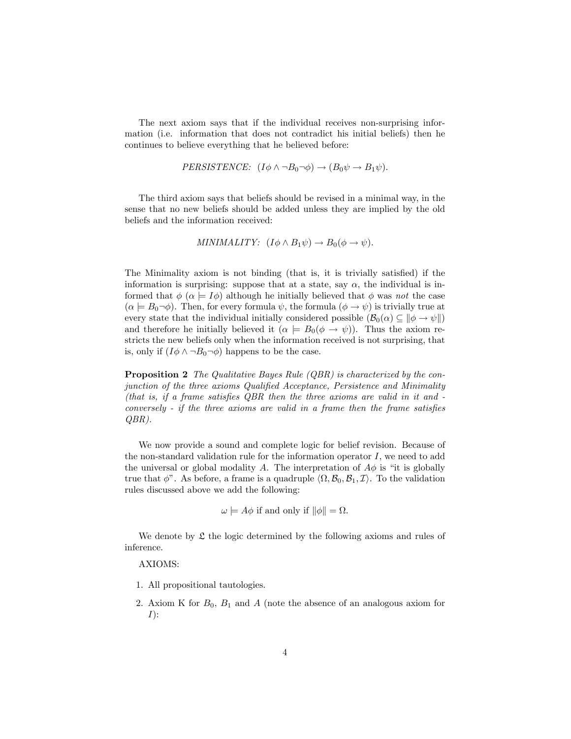The next axiom says that if the individual receives non-surprising information (i.e. information that does not contradict his initial beliefs) then he continues to believe everything that he believed before:

$$\textit{PERSISTENCE:} \ \ (I\phi \wedge \neg B_0 \neg \phi) \rightarrow (B_0 \psi \rightarrow B_1 \psi).$$

The third axiom says that beliefs should be revised in a minimal way, in the sense that no new beliefs should be added unless they are implied by the old beliefs and the information received:

$$\textit{MINIMALITY:} \ \ (I\phi \wedge B_1 \psi) \rightarrow B_0(\phi \rightarrow \psi).$$

The Minimality axiom is not binding (that is, it is trivially satisfied) if the information is surprising: suppose that at a state, say $\alpha$, the individual is informed that $\phi$ ($\alpha \models I\phi$) although he initially believed that $\phi$ was *not* the case ($\alpha \models B_0 \neg \phi$). Then, for every formula $\psi$, the formula $(\phi \rightarrow \psi)$ is trivially true at every state that the individual initially considered possible ($\mathcal{B}_0(\alpha) \subseteq \|\phi \rightarrow \psi\|$) and therefore he initially believed it ($\alpha \models B_0(\phi \rightarrow \psi)$). Thus the axiom restricts the new beliefs only when the information received is not surprising, that is, only if $(I\phi \wedge \neg B_0 \neg \phi)$ happens to be the case.

**Proposition 2** *The Qualitative Bayes Rule (QBR) is characterized by the conjunction of the three axioms Qualified Acceptance, Persistence and Minimality (that is, if a frame satisfies QBR then the three axioms are valid in it and - conversely - if the three axioms are valid in a frame then the frame satisfies QBR).*

We now provide a sound and complete logic for belief revision. Because of the non-standard validation rule for the information operator $I$, we need to add the universal or global modality $A$. The interpretation of $A\phi$ is "it is globally true that $\phi$". As before, a frame is a quadruple $\langle \Omega, \mathcal{B}_0, \mathcal{B}_1, \mathcal{I} \rangle$. To the validation rules discussed above we add the following:

$$\omega \models A\phi \text{ if and only if } \|\phi\| = \Omega.$$

We denote by $\mathfrak{L}$ the logic determined by the following axioms and rules of inference.

AXIOMS:

1. All propositional tautologies.
2. Axiom K for $B_0$, $B_1$ and $A$ (note the absence of an analogous axiom for $I$):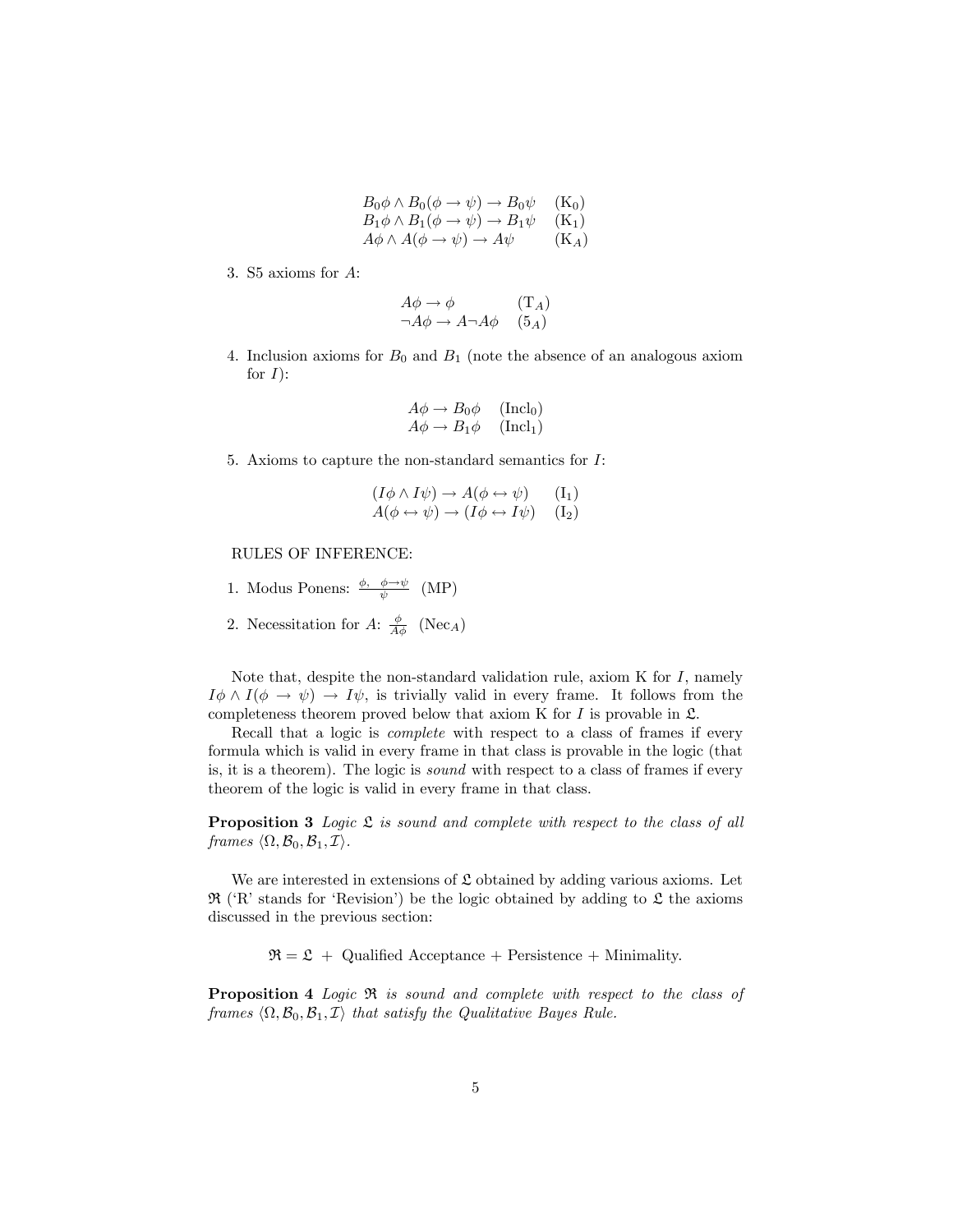$$B_0\phi \wedge B_0(\phi \to \psi) \to B_0\psi \quad (\mathrm{K}_0)$$
$$B_1\phi \wedge B_1(\phi \to \psi) \to B_1\psi \quad (\mathrm{K}_1)$$
$$A\phi \wedge A(\phi \to \psi) \to A\psi \quad (\mathrm{K}_A)$$

3. S5 axioms for $A$:

$$A\phi \to \phi \quad (\mathrm{T}_A)$$
$$\neg A\phi \to A\neg A\phi \quad (5_A)$$

4. Inclusion axioms for $B_0$ and $B_1$ (note the absence of an analogous axiom for $I$):

$$A\phi \to B_0\phi \quad (\mathrm{Incl}_0)$$
$$A\phi \to B_1\phi \quad (\mathrm{Incl}_1)$$

5. Axioms to capture the non-standard semantics for $I$:

$$(I\phi \wedge I\psi) \to A(\phi \leftrightarrow \psi) \quad (\mathrm{I}_1)$$
$$A(\phi \leftrightarrow \psi) \to (I\phi \leftrightarrow I\psi) \quad (\mathrm{I}_2)$$

RULES OF INFERENCE:

1. Modus Ponens: $\frac{\phi, \quad \phi \to \psi}{\psi}$ (MP)

2. Necessitation for $A$: $\frac{\phi}{A\phi}$ ($\mathrm{Nec}_A$)

Note that, despite the non-standard validation rule, axiom K for $I$, namely $I\phi \wedge I(\phi \to \psi) \to I\psi$, is trivially valid in every frame. It follows from the completeness theorem proved below that axiom K for $I$ is provable in $\mathfrak{L}$.

Recall that a logic is *complete* with respect to a class of frames if every formula which is valid in every frame in that class is provable in the logic (that is, it is a theorem). The logic is *sound* with respect to a class of frames if every theorem of the logic is valid in every frame in that class.

**Proposition 3** *Logic $\mathfrak{L}$ is sound and complete with respect to the class of all frames $\langle \Omega, \mathcal{B}_0, \mathcal{B}_1, \mathcal{I} \rangle$.*

We are interested in extensions of $\mathfrak{L}$ obtained by adding various axioms. Let $\mathfrak{R}$ ('R' stands for 'Revision') be the logic obtained by adding to $\mathfrak{L}$ the axioms discussed in the previous section:

$$\mathfrak{R} = \mathfrak{L} \ + \ \text{Qualified Acceptance} + \text{Persistence} + \text{Minimality}.$$

**Proposition 4** *Logic $\mathfrak{R}$ is sound and complete with respect to the class of frames $\langle \Omega, \mathcal{B}_0, \mathcal{B}_1, \mathcal{I} \rangle$ that satisfy the Qualitative Bayes Rule.*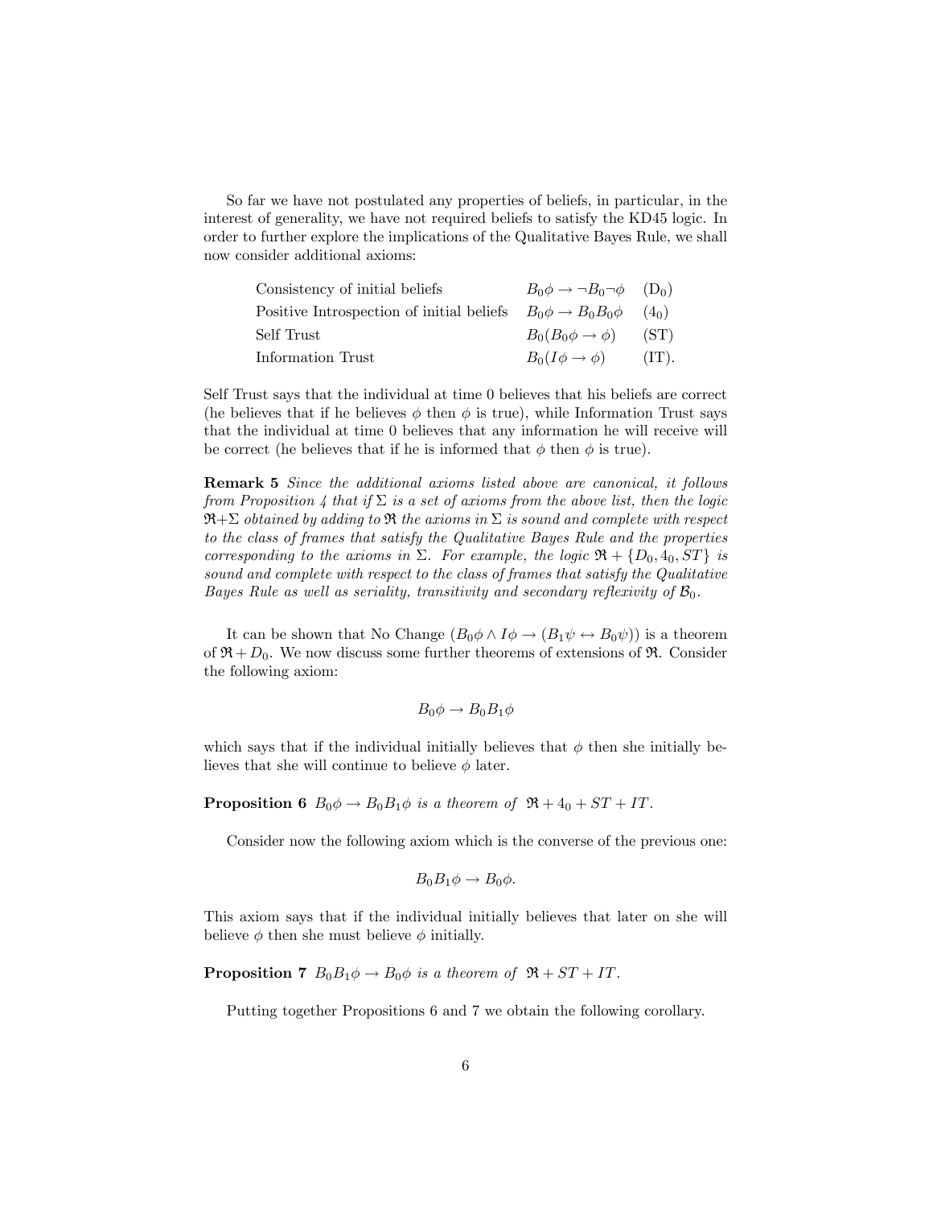So far we have not postulated any properties of beliefs, in particular, in the interest of generality, we have not required beliefs to satisfy the KD45 logic. In order to further explore the implications of the Qualitative Bayes Rule, we shall now consider additional axioms:

| | | |
|---|---|---|
| Consistency of initial beliefs | $B_0\phi \to \neg B_0 \neg\phi$ | ($D_0$) |
| Positive Introspection of initial beliefs | $B_0\phi \to B_0 B_0 \phi$ | ($4_0$) |
| Self Trust | $B_0(B_0\phi \to \phi)$ | (ST) |
| Information Trust | $B_0(I\phi \to \phi)$ | (IT). |

Self Trust says that the individual at time 0 believes that his beliefs are correct (he believes that if he believes $\phi$ then $\phi$ is true), while Information Trust says that the individual at time 0 believes that any information he will receive will be correct (he believes that if he is informed that $\phi$ then $\phi$ is true).

**Remark 5** *Since the additional axioms listed above are canonical, it follows from Proposition 4 that if $\Sigma$ is a set of axioms from the above list, then the logic $\mathfrak{R}$+$\Sigma$ obtained by adding to $\mathfrak{R}$ the axioms in $\Sigma$ is sound and complete with respect to the class of frames that satisfy the Qualitative Bayes Rule and the properties corresponding to the axioms in $\Sigma$. For example, the logic $\mathfrak{R} + \{D_0, 4_0, ST\}$ is sound and complete with respect to the class of frames that satisfy the Qualitative Bayes Rule as well as seriality, transitivity and secondary reflexivity of $\mathcal{B}_0$.*

It can be shown that No Change ($B_0\phi \wedge I\phi \to (B_1\psi \leftrightarrow B_0\psi)$) is a theorem of $\mathfrak{R} + D_0$. We now discuss some further theorems of extensions of $\mathfrak{R}$. Consider the following axiom:

$$B_0\phi \to B_0 B_1 \phi$$

which says that if the individual initially believes that $\phi$ then she initially believes that she will continue to believe $\phi$ later.

**Proposition 6** *$B_0\phi \to B_0 B_1\phi$ is a theorem of $\mathfrak{R} + 4_0 + ST + IT$.*

Consider now the following axiom which is the converse of the previous one:

$$B_0 B_1 \phi \to B_0\phi.$$

This axiom says that if the individual initially believes that later on she will believe $\phi$ then she must believe $\phi$ initially.

**Proposition 7** *$B_0 B_1\phi \to B_0\phi$ is a theorem of $\mathfrak{R} + ST + IT$.*

Putting together Propositions 6 and 7 we obtain the following corollary.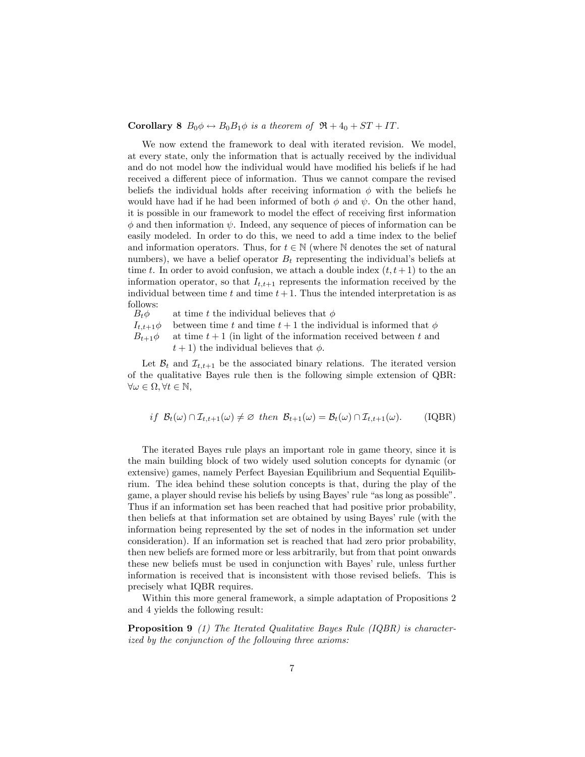**Corollary 8** *$B_0\phi \leftrightarrow B_0B_1\phi$ is a theorem of $\mathfrak{R} + 4_0 + ST + IT$.*

We now extend the framework to deal with iterated revision. We model, at every state, only the information that is actually received by the individual and do not model how the individual would have modified his beliefs if he had received a different piece of information. Thus we cannot compare the revised beliefs the individual holds after receiving information $\phi$ with the beliefs he would have had if he had been informed of both $\phi$ and $\psi$. On the other hand, it is possible in our framework to model the effect of receiving first information $\phi$ and then information $\psi$. Indeed, any sequence of pieces of information can be easily modeled. In order to do this, we need to add a time index to the belief and information operators. Thus, for $t \in \mathbb{N}$ (where $\mathbb{N}$ denotes the set of natural numbers), we have a belief operator $B_t$ representing the individual's beliefs at time $t$. In order to avoid confusion, we attach a double index $(t, t+1)$ to the an information operator, so that $I_{t,t+1}$ represents the information received by the individual between time $t$ and time $t+1$. Thus the intended interpretation is as follows:

$B_t\phi$ at time $t$ the individual believes that $\phi$

$I_{t,t+1}\phi$ between time $t$ and time $t+1$ the individual is informed that $\phi$

$B_{t+1}\phi$ at time $t+1$ (in light of the information received between $t$ and $t+1$) the individual believes that $\phi$.

Let $\mathcal{B}_t$ and $\mathcal{I}_{t,t+1}$ be the associated binary relations. The iterated version of the qualitative Bayes rule then is the following simple extension of QBR: $\forall \omega \in \Omega, \forall t \in \mathbb{N}$,

$$\text{if } \mathcal{B}_t(\omega) \cap \mathcal{I}_{t,t+1}(\omega) \neq \varnothing \text{ then } \mathcal{B}_{t+1}(\omega) = \mathcal{B}_t(\omega) \cap \mathcal{I}_{t,t+1}(\omega). \qquad \text{(IQBR)}$$

The iterated Bayes rule plays an important role in game theory, since it is the main building block of two widely used solution concepts for dynamic (or extensive) games, namely Perfect Bayesian Equilibrium and Sequential Equilibrium. The idea behind these solution concepts is that, during the play of the game, a player should revise his beliefs by using Bayes' rule "as long as possible". Thus if an information set has been reached that had positive prior probability, then beliefs at that information set are obtained by using Bayes' rule (with the information being represented by the set of nodes in the information set under consideration). If an information set is reached that had zero prior probability, then new beliefs are formed more or less arbitrarily, but from that point onwards these new beliefs must be used in conjunction with Bayes' rule, unless further information is received that is inconsistent with those revised beliefs. This is precisely what IQBR requires.

Within this more general framework, a simple adaptation of Propositions 2 and 4 yields the following result:

**Proposition 9** *(1) The Iterated Qualitative Bayes Rule (IQBR) is characterized by the conjunction of the following three axioms:*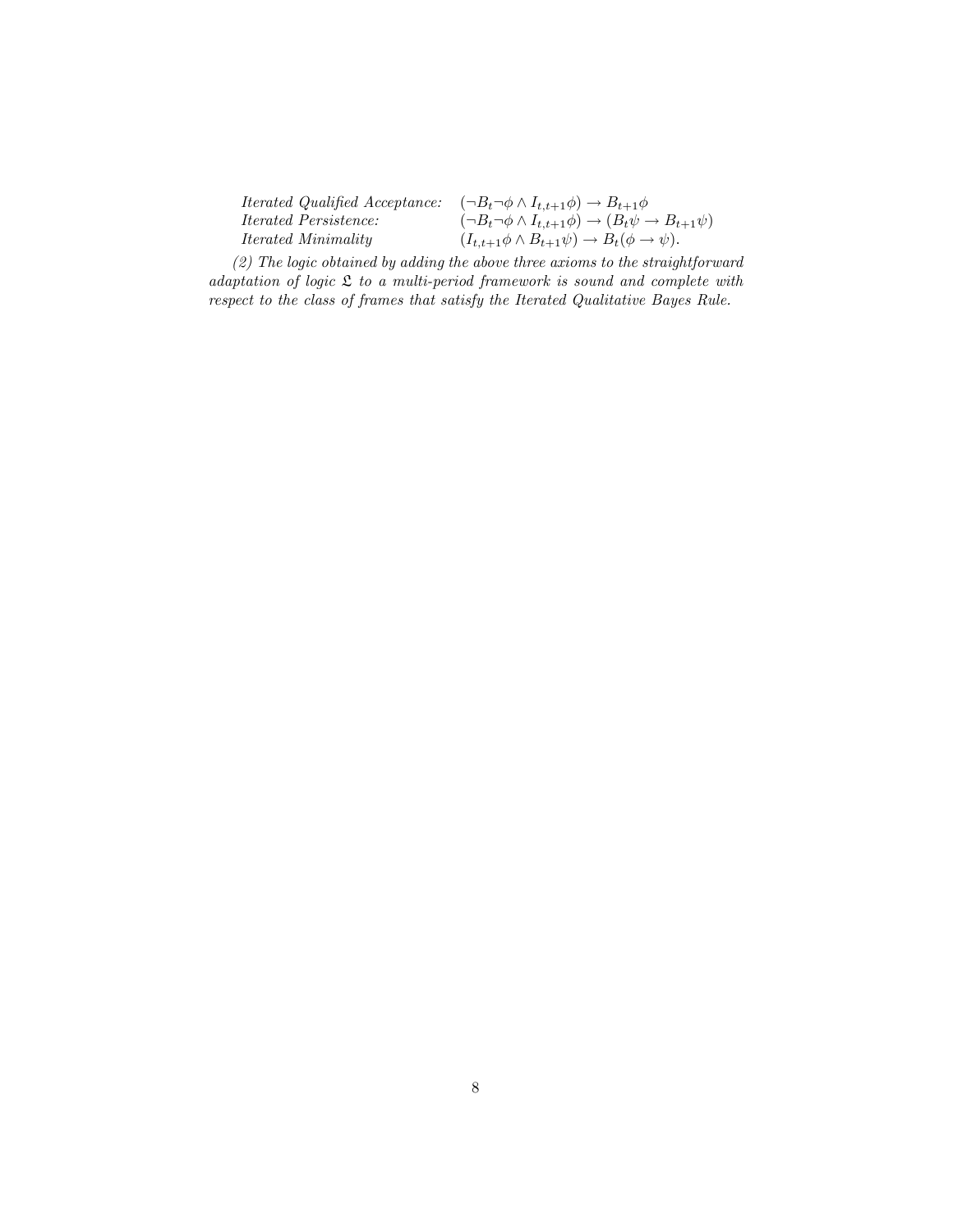*Iterated Qualified Acceptance:* $(\neg B_t \neg \phi \wedge I_{t,t+1}\phi) \rightarrow B_{t+1}\phi$
*Iterated Persistence:* $(\neg B_t \neg \phi \wedge I_{t,t+1}\phi) \rightarrow (B_t\psi \rightarrow B_{t+1}\psi)$
*Iterated Minimality* $(I_{t,t+1}\phi \wedge B_{t+1}\psi) \rightarrow B_t(\phi \rightarrow \psi)$.

*(2) The logic obtained by adding the above three axioms to the straightforward adaptation of logic $\mathfrak{L}$ to a multi-period framework is sound and complete with respect to the class of frames that satisfy the Iterated Qualitative Bayes Rule.*